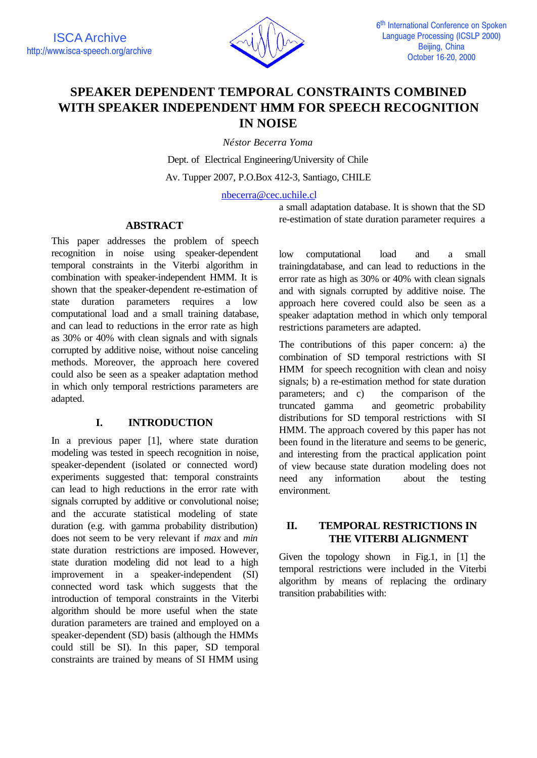# SPEAKER DEPENDENT TEMPORAL CONSTRAINTS COMBINED WITH SPEAKER INDEPENDENT HMM FOR SPEECH RECOGNITION IN NOISE

*Néstor Becerra Yoma*

Dept. of Electrical Engineering/University of Chile

Av. Tupper 2007, P.O.Box 412-3, Santiago, CHILE

nbecerra@cec.uchile.cl

## ABSTRACT

This paper addresses the problem of speech recognition in noise using speaker-dependent temporal constraints in the Viterbi algorithm in combination with speaker-independent HMM. It is shown that the speaker-dependent re-estimation of state duration parameters requires a low computational load and a small training database, and can lead to reductions in the error rate as high as 30% or 40% with clean signals and with signals corrupted by additive noise, without noise canceling methods. Moreover, the approach here covered could also be seen as a speaker adaptation method in which only temporal restrictions parameters are adapted.

## I. INTRODUCTION

In a previous paper [1], where state duration modeling was tested in speech recognition in noise, speaker-dependent (isolated or connected word) experiments suggested that: temporal constraints can lead to high reductions in the error rate with signals corrupted by additive or convolutional noise; and the accurate statistical modeling of state duration (e.g. with gamma probability distribution) does not seem to be very relevant if *max* and *min* state duration restrictions are imposed. However, state duration modeling did not lead to a high improvement in a speaker-independent (SI) connected word task which suggests that the introduction of temporal constraints in the Viterbi algorithm should be more useful when the state duration parameters are trained and employed on a speaker-dependent (SD) basis (although the HMMs could still be SI). In this paper, SD temporal constraints are trained by means of SI HMM using a small adaptation database. It is shown that the SD re-estimation of state duration parameter requires a low computational load and a small trainingdatabase, and can lead to reductions in the error rate as high as 30% or 40% with clean signals and with signals corrupted by additive noise. The approach here covered could also be seen as a speaker adaptation method in which only temporal restrictions parameters are adapted.

The contributions of this paper concern: a) the combination of SD temporal restrictions with SI HMM for speech recognition with clean and noisy signals; b) a re-estimation method for state duration parameters; and c) the comparison of the truncated gamma and geometric probability distributions for SD temporal restrictions with SI HMM. The approach covered by this paper has not been found in the literature and seems to be generic, and interesting from the practical application point of view because state duration modeling does not need any information about the testing environment.

## II. TEMPORAL RESTRICTIONS IN THE VITERBI ALIGNMENT

Given the topology shown in Fig.1, in [1] the temporal restrictions were included in the Viterbi algorithm by means of replacing the ordinary transition prababilities with: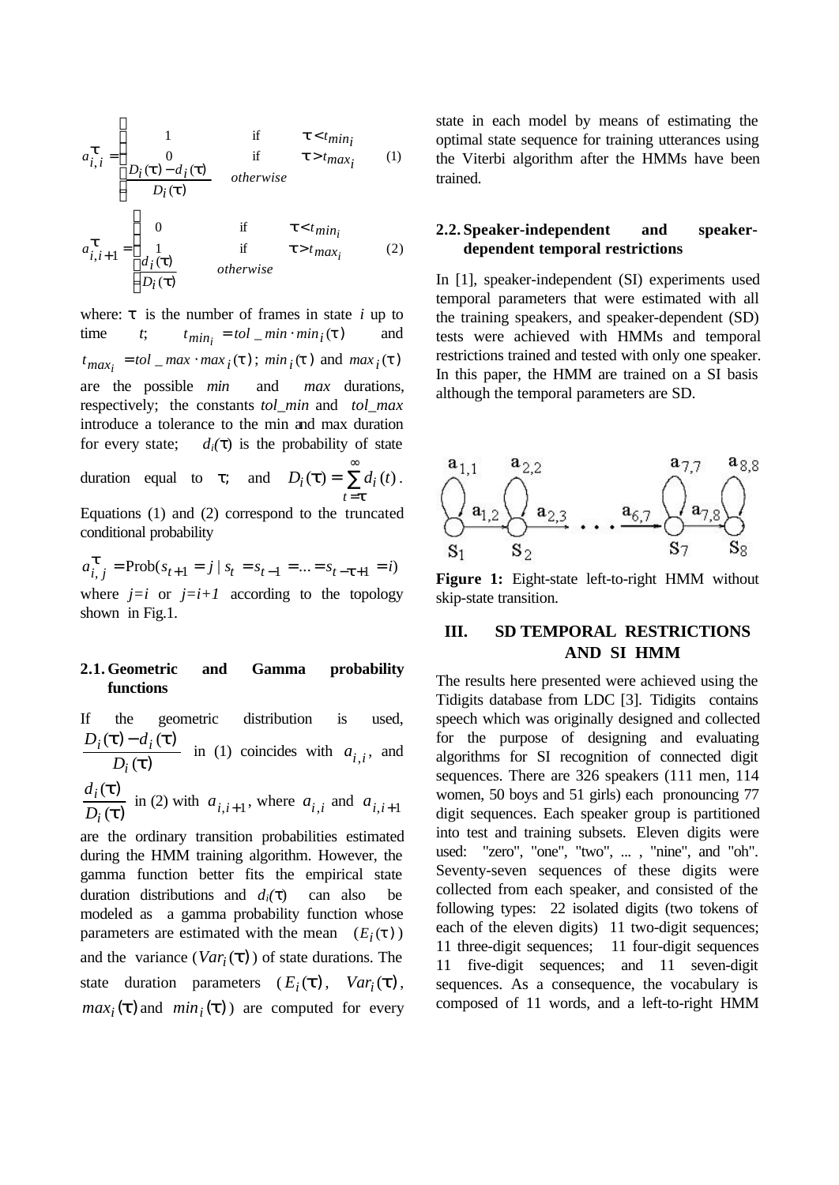$$a_{i,i}^{\tau} = \begin{cases} 1 & \text{if} \quad \tau < t_{min_i} \\ 0 & \text{if} \quad \tau > t_{max_i} \\ \dfrac{D_i(\tau) - d_i(\tau)}{D_i(\tau)} & otherwise \end{cases} \qquad (1)$$

$$a_{i,i+1}^{\tau} = \begin{cases} 0 & \text{if} \quad \tau < t_{min_i} \\ 1 & \text{if} \quad \tau > t_{max_i} \\ \dfrac{d_i(\tau)}{D_i(\tau)} & otherwise \end{cases} \qquad (2)$$

where: $\tau$ is the number of frames in state $i$ up to time $t$; $t_{min_i} = tol\_min \cdot min_i(\tau)$ and $t_{max_i} = tol\_max \cdot max_i(\tau)$; $min_i(\tau)$ and $max_i(\tau)$ are the possible *min* and *max* durations, respectively; the constants *tol_min* and *tol_max* introduce a tolerance to the min and max duration for every state; $d_i(\tau)$ is the probability of state duration equal to $\tau$; and $D_i(\tau) = \sum_{t=\tau}^{\infty} d_i(t)$. Equations (1) and (2) correspond to the truncated conditional probability

$a_{i,j}^{\tau} = \text{Prob}(s_{t+1} = j \mid s_t = s_{t-1} = ... = s_{t-\tau+1} = i)$ where $j=i$ or $j=i+1$ according to the topology shown in Fig.1.

### 2.1. Geometric and Gamma probability functions

If the geometric distribution is used, $\dfrac{D_i(\tau) - d_i(\tau)}{D_i(\tau)}$ in (1) coincides with $a_{i,i}$, and $\dfrac{d_i(\tau)}{D_i(\tau)}$ in (2) with $a_{i,i+1}$, where $a_{i,i}$ and $a_{i,i+1}$ are the ordinary transition probabilities estimated during the HMM training algorithm. However, the gamma function better fits the empirical state duration distributions and $d_i(\tau)$ can also be modeled as a gamma probability function whose parameters are estimated with the mean $(E_i(\tau))$ and the variance ($Var_i(\tau)$) of state durations. The state duration parameters ($E_i(\tau)$, $Var_i(\tau)$, $max_i(\tau)$ and $min_i(\tau)$) are computed for every state in each model by means of estimating the optimal state sequence for training utterances using the Viterbi algorithm after the HMMs have been trained.

### 2.2. Speaker-independent and speaker-dependent temporal restrictions

In [1], speaker-independent (SI) experiments used temporal parameters that were estimated with all the training speakers, and speaker-dependent (SD) tests were achieved with HMMs and temporal restrictions trained and tested with only one speaker. In this paper, the HMM are trained on a SI basis although the temporal parameters are SD.

**Figure 1:** Eight-state left-to-right HMM without skip-state transition.

## III. SD TEMPORAL RESTRICTIONS AND SI HMM

The results here presented were achieved using the Tidigits database from LDC [3]. Tidigits contains speech which was originally designed and collected for the purpose of designing and evaluating algorithms for SI recognition of connected digit sequences. There are 326 speakers (111 men, 114 women, 50 boys and 51 girls) each pronouncing 77 digit sequences. Each speaker group is partitioned into test and training subsets. Eleven digits were used: "zero", "one", "two", ... , "nine", and "oh". Seventy-seven sequences of these digits were collected from each speaker, and consisted of the following types: 22 isolated digits (two tokens of each of the eleven digits) 11 two-digit sequences; 11 three-digit sequences; 11 four-digit sequences 11 five-digit sequences; and 11 seven-digit sequences. As a consequence, the vocabulary is composed of 11 words, and a left-to-right HMM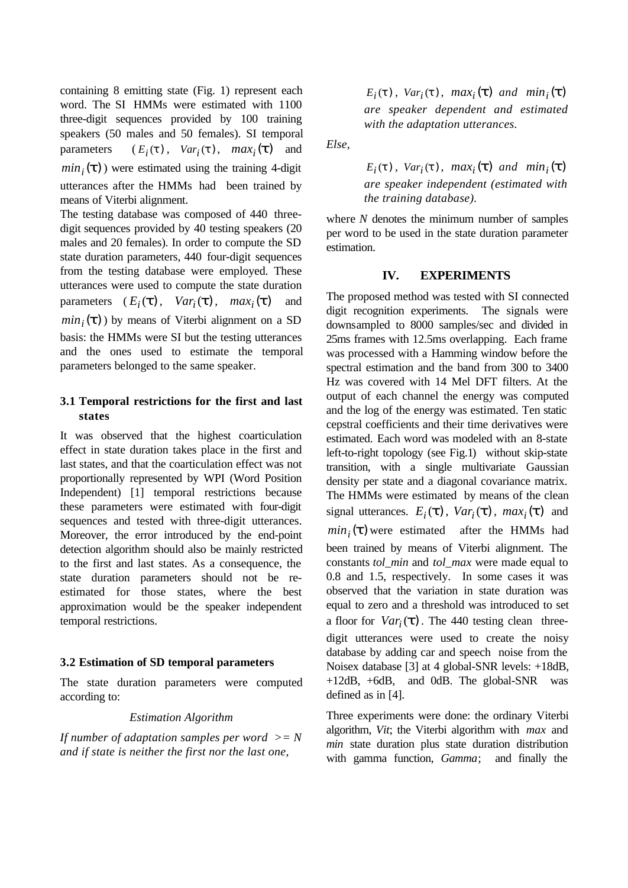containing 8 emitting state (Fig. 1) represent each word. The SI HMMs were estimated with 1100 three-digit sequences provided by 100 training speakers (50 males and 50 females). SI temporal parameters ($E_i(\tau)$, $Var_i(\tau)$, $max_i(\tau)$ and $min_i(\tau)$) were estimated using the training 4-digit utterances after the HMMs had been trained by means of Viterbi alignment.

The testing database was composed of 440 three-digit sequences provided by 40 testing speakers (20 males and 20 females). In order to compute the SD state duration parameters, 440 four-digit sequences from the testing database were employed. These utterances were used to compute the state duration parameters ($E_i(\tau)$, $Var_i(\tau)$, $max_i(\tau)$ and $min_i(\tau)$) by means of Viterbi alignment on a SD basis: the HMMs were SI but the testing utterances and the ones used to estimate the temporal parameters belonged to the same speaker.

### 3.1 Temporal restrictions for the first and last states

It was observed that the highest coarticulation effect in state duration takes place in the first and last states, and that the coarticulation effect was not proportionally represented by WPI (Word Position Independent) [1] temporal restrictions because these parameters were estimated with four-digit sequences and tested with three-digit utterances. Moreover, the error introduced by the end-point detection algorithm should also be mainly restricted to the first and last states. As a consequence, the state duration parameters should not be re-estimated for those states, where the best approximation would be the speaker independent temporal restrictions.

### 3.2 Estimation of SD temporal parameters

The state duration parameters were computed according to:

*Estimation Algorithm*

*If number of adaptation samples per word >= N and if state is neither the first nor the last one,*

> $E_i(\tau)$, $Var_i(\tau)$, $max_i(\tau)$ *and* $min_i(\tau)$ *are speaker dependent and estimated with the adaptation utterances.*

*Else,*

> $E_i(\tau)$, $Var_i(\tau)$, $max_i(\tau)$ *and* $min_i(\tau)$ *are speaker independent (estimated with the training database).*

where *N* denotes the minimum number of samples per word to be used in the state duration parameter estimation.

## IV. EXPERIMENTS

The proposed method was tested with SI connected digit recognition experiments. The signals were downsampled to 8000 samples/sec and divided in 25ms frames with 12.5ms overlapping. Each frame was processed with a Hamming window before the spectral estimation and the band from 300 to 3400 Hz was covered with 14 Mel DFT filters. At the output of each channel the energy was computed and the log of the energy was estimated. Ten static cepstral coefficients and their time derivatives were estimated. Each word was modeled with an 8-state left-to-right topology (see Fig.1) without skip-state transition, with a single multivariate Gaussian density per state and a diagonal covariance matrix. The HMMs were estimated by means of the clean signal utterances. $E_i(\tau)$, $Var_i(\tau)$, $max_i(\tau)$ and $min_i(\tau)$ were estimated after the HMMs had been trained by means of Viterbi alignment. The constants *tol_min* and *tol_max* were made equal to 0.8 and 1.5, respectively. In some cases it was observed that the variation in state duration was equal to zero and a threshold was introduced to set a floor for $Var_i(\tau)$. The 440 testing clean three-digit utterances were used to create the noisy database by adding car and speech noise from the Noisex database [3] at 4 global-SNR levels: +18dB, +12dB, +6dB, and 0dB. The global-SNR was defined as in [4].

Three experiments were done: the ordinary Viterbi algorithm, *Vit*; the Viterbi algorithm with *max* and *min* state duration plus state duration distribution with gamma function, *Gamma*; and finally the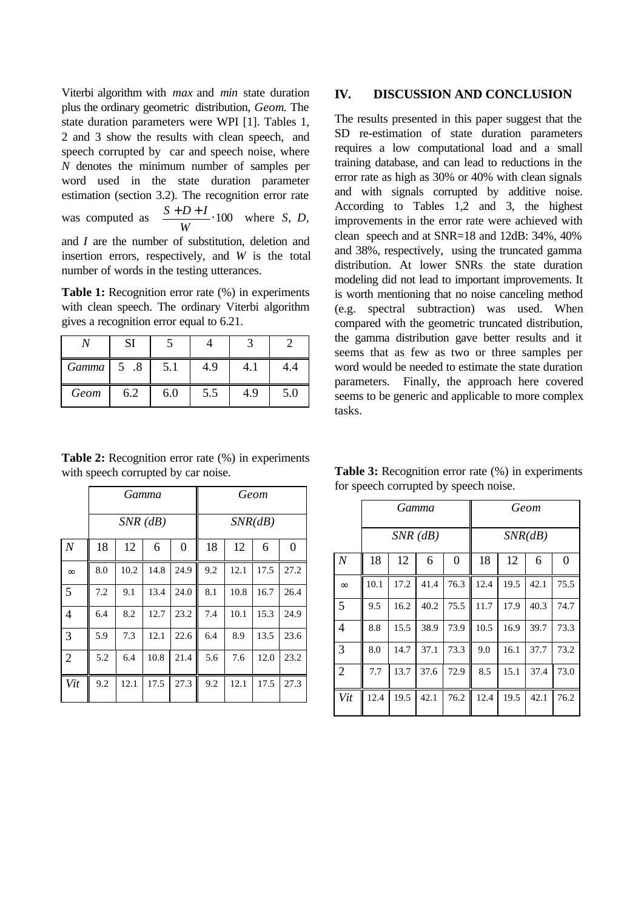Viterbi algorithm with *max* and *min* state duration plus the ordinary geometric distribution, *Geom.* The state duration parameters were WPI [1]. Tables 1, 2 and 3 show the results with clean speech, and speech corrupted by car and speech noise, where *N* denotes the minimum number of samples per word used in the state duration parameter estimation (section 3.2). The recognition error rate was computed as $\frac{S+D+I}{W}\cdot 100$ where *S, D,* and *I* are the number of substitution, deletion and insertion errors, respectively, and *W* is the total number of words in the testing utterances.

**Table 1:** Recognition error rate (%) in experiments with clean speech. The ordinary Viterbi algorithm gives a recognition error equal to 6.21.

| *N* | SI | 5 | 4 | 3 | 2 |
|---|---|---|---|---|---|
| *Gamma* | 5 .8 | 5.1 | 4.9 | 4.1 | 4.4 |
| *Geom* | 6.2 | 6.0 | 5.5 | 4.9 | 5.0 |

**Table 2:** Recognition error rate (%) in experiments with speech corrupted by car noise.

| | *Gamma* | | | | *Geom* | | | |
|---|---|---|---|---|---|---|---|---|
| | *SNR (dB)* | | | | *SNR(dB)* | | | |
| *N* | 18 | 12 | 6 | 0 | 18 | 12 | 6 | 0 |
| ∞ | 8.0 | 10.2 | 14.8 | 24.9 | 9.2 | 12.1 | 17.5 | 27.2 |
| 5 | 7.2 | 9.1 | 13.4 | 24.0 | 8.1 | 10.8 | 16.7 | 26.4 |
| 4 | 6.4 | 8.2 | 12.7 | 23.2 | 7.4 | 10.1 | 15.3 | 24.9 |
| 3 | 5.9 | 7.3 | 12.1 | 22.6 | 6.4 | 8.9 | 13.5 | 23.6 |
| 2 | 5.2 | 6.4 | 10.8 | 21.4 | 5.6 | 7.6 | 12.0 | 23.2 |
| *Vit* | 9.2 | 12.1 | 17.5 | 27.3 | 9.2 | 12.1 | 17.5 | 27.3 |

## IV. DISCUSSION AND CONCLUSION

The results presented in this paper suggest that the SD re-estimation of state duration parameters requires a low computational load and a small training database, and can lead to reductions in the error rate as high as 30% or 40% with clean signals and with signals corrupted by additive noise. According to Tables 1,2 and 3, the highest improvements in the error rate were achieved with clean speech and at SNR=18 and 12dB: 34%, 40% and 38%, respectively, using the truncated gamma distribution. At lower SNRs the state duration modeling did not lead to important improvements. It is worth mentioning that no noise canceling method (e.g. spectral subtraction) was used. When compared with the geometric truncated distribution, the gamma distribution gave better results and it seems that as few as two or three samples per word would be needed to estimate the state duration parameters. Finally, the approach here covered seems to be generic and applicable to more complex tasks.

**Table 3:** Recognition error rate (%) in experiments for speech corrupted by speech noise.

| | *Gamma* | | | | *Geom* | | | |
|---|---|---|---|---|---|---|---|---|
| | *SNR (dB)* | | | | *SNR(dB)* | | | |
| *N* | 18 | 12 | 6 | 0 | 18 | 12 | 6 | 0 |
| ∞ | 10.1 | 17.2 | 41.4 | 76.3 | 12.4 | 19.5 | 42.1 | 75.5 |
| 5 | 9.5 | 16.2 | 40.2 | 75.5 | 11.7 | 17.9 | 40.3 | 74.7 |
| 4 | 8.8 | 15.5 | 38.9 | 73.9 | 10.5 | 16.9 | 39.7 | 73.3 |
| 3 | 8.0 | 14.7 | 37.1 | 73.3 | 9.0 | 16.1 | 37.7 | 73.2 |
| 2 | 7.7 | 13.7 | 37.6 | 72.9 | 8.5 | 15.1 | 37.4 | 73.0 |
| *Vit* | 12.4 | 19.5 | 42.1 | 76.2 | 12.4 | 19.5 | 42.1 | 76.2 |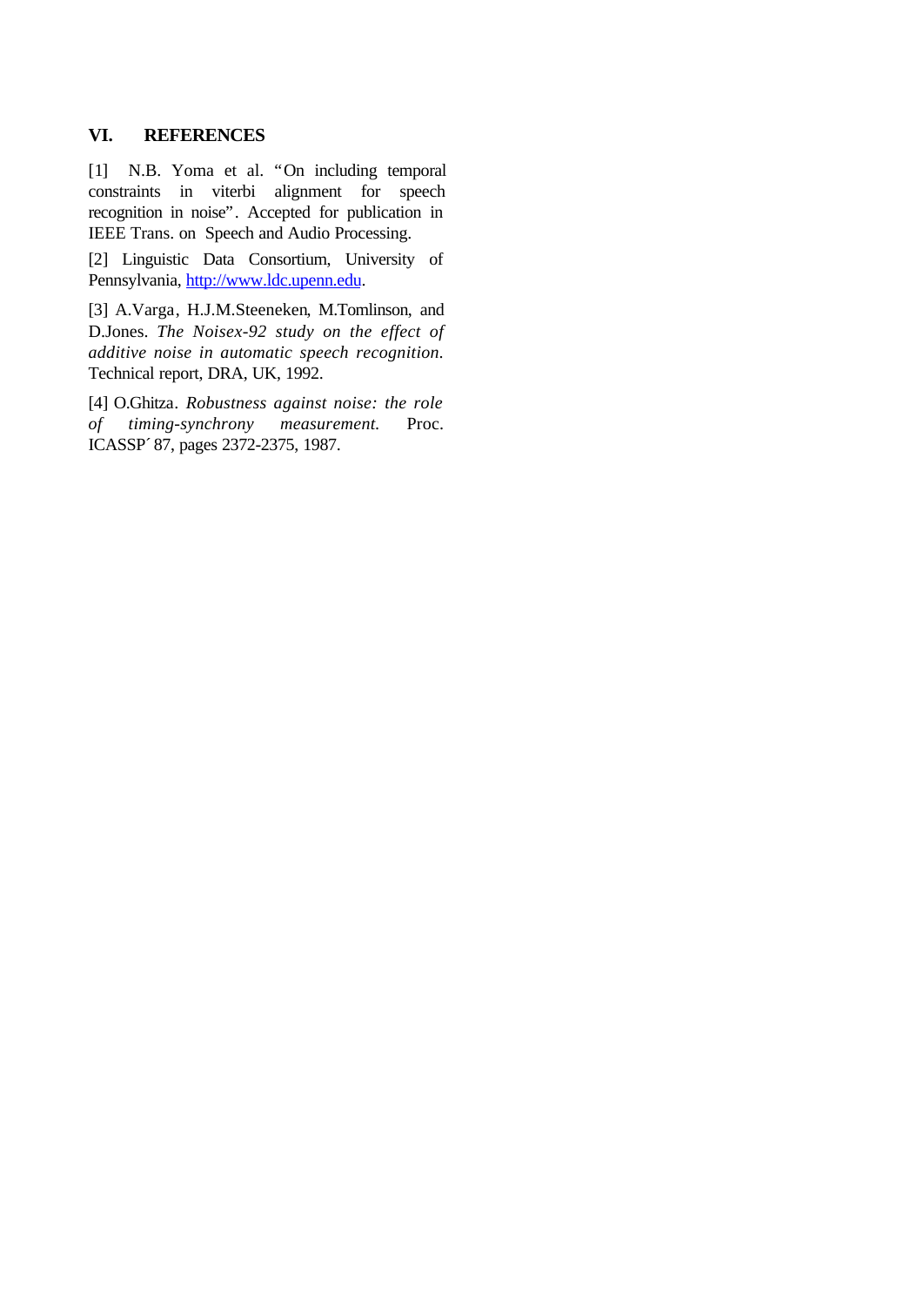## VI. REFERENCES

[1] N.B. Yoma et al. "On including temporal constraints in viterbi alignment for speech recognition in noise". Accepted for publication in IEEE Trans. on Speech and Audio Processing.

[2] Linguistic Data Consortium, University of Pennsylvania, http://www.ldc.upenn.edu.

[3] A.Varga, H.J.M.Steeneken, M.Tomlinson, and D.Jones. *The Noisex-92 study on the effect of additive noise in automatic speech recognition*. Technical report, DRA, UK, 1992.

[4] O.Ghitza. *Robustness against noise: the role of timing-synchrony measurement.* Proc. ICASSP´87, pages 2372-2375, 1987.